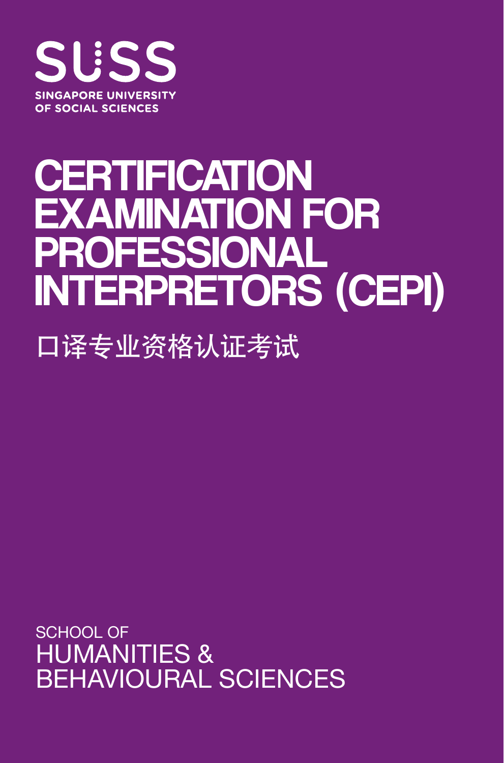SUSS

SINGAPORE UNIVERSITY
OF SOCIAL SCIENCES

# CERTIFICATION EXAMINATION FOR PROFESSIONAL INTERPRETORS (CEPI)

## 口译专业资格认证考试

SCHOOL OF
HUMANITIES &
BEHAVIOURAL SCIENCES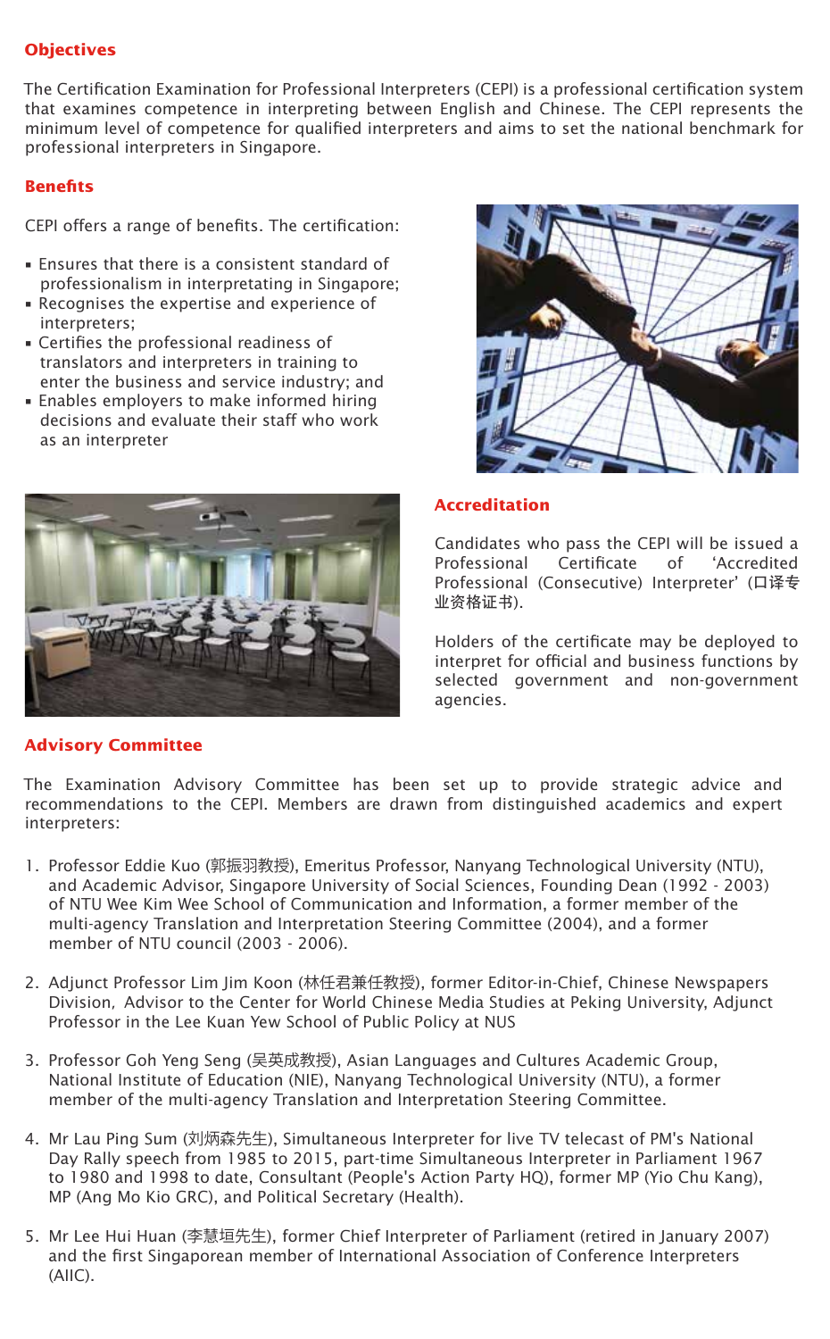## Objectives

The Certification Examination for Professional Interpreters (CEPI) is a professional certification system that examines competence in interpreting between English and Chinese. The CEPI represents the minimum level of competence for qualified interpreters and aims to set the national benchmark for professional interpreters in Singapore.

## Benefits

CEPI offers a range of benefits. The certification:

- Ensures that there is a consistent standard of professionalism in interpretating in Singapore;
- Recognises the expertise and experience of interpreters;
- Certifies the professional readiness of translators and interpreters in training to enter the business and service industry; and
- Enables employers to make informed hiring decisions and evaluate their staff who work as an interpreter

## Accreditation

Candidates who pass the CEPI will be issued a Professional Certificate of 'Accredited Professional (Consecutive) Interpreter' (口译专业资格证书).

Holders of the certificate may be deployed to interpret for official and business functions by selected government and non-government agencies.

## Advisory Committee

The Examination Advisory Committee has been set up to provide strategic advice and recommendations to the CEPI. Members are drawn from distinguished academics and expert interpreters:

1. Professor Eddie Kuo (郭振羽教授), Emeritus Professor, Nanyang Technological University (NTU), and Academic Advisor, Singapore University of Social Sciences, Founding Dean (1992 - 2003) of NTU Wee Kim Wee School of Communication and Information, a former member of the multi-agency Translation and Interpretation Steering Committee (2004), and a former member of NTU council (2003 - 2006).

2. Adjunct Professor Lim Jim Koon (林任君兼任教授), former Editor-in-Chief, Chinese Newspapers Division, Advisor to the Center for World Chinese Media Studies at Peking University, Adjunct Professor in the Lee Kuan Yew School of Public Policy at NUS

3. Professor Goh Yeng Seng (吴英成教授), Asian Languages and Cultures Academic Group, National Institute of Education (NIE), Nanyang Technological University (NTU), a former member of the multi-agency Translation and Interpretation Steering Committee.

4. Mr Lau Ping Sum (刘炳森先生), Simultaneous Interpreter for live TV telecast of PM's National Day Rally speech from 1985 to 2015, part-time Simultaneous Interpreter in Parliament 1967 to 1980 and 1998 to date, Consultant (People's Action Party HQ), former MP (Yio Chu Kang), MP (Ang Mo Kio GRC), and Political Secretary (Health).

5. Mr Lee Hui Huan (李慧垣先生), former Chief Interpreter of Parliament (retired in January 2007) and the first Singaporean member of International Association of Conference Interpreters (AIIC).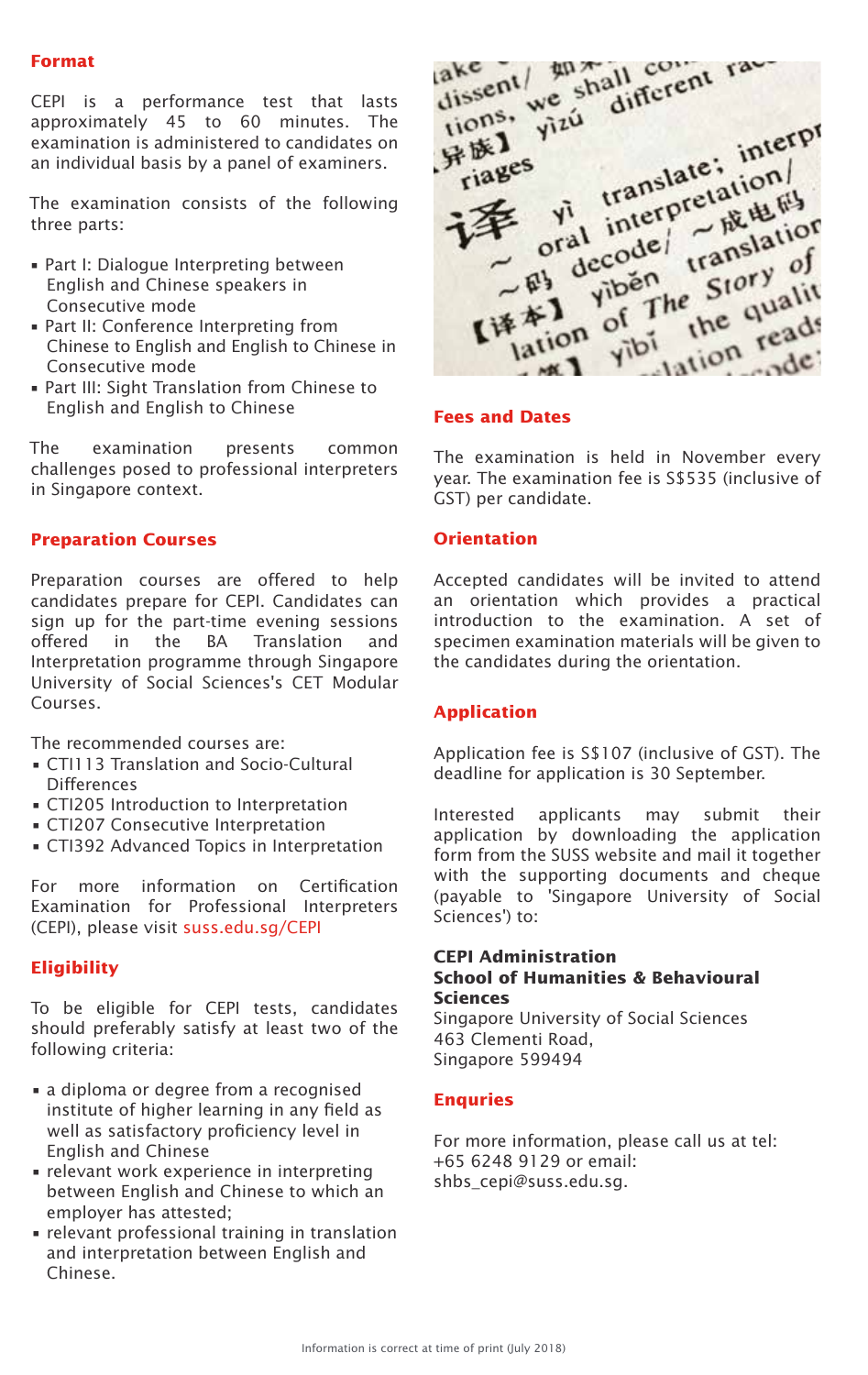## Format

CEPI is a performance test that lasts approximately 45 to 60 minutes. The examination is administered to candidates on an individual basis by a panel of examiners.

The examination consists of the following three parts:

- Part I: Dialogue Interpreting between English and Chinese speakers in Consecutive mode
- Part II: Conference Interpreting from Chinese to English and English to Chinese in Consecutive mode
- Part III: Sight Translation from Chinese to English and English to Chinese

The examination presents common challenges posed to professional interpreters in Singapore context.

## Preparation Courses

Preparation courses are offered to help candidates prepare for CEPI. Candidates can sign up for the part-time evening sessions offered in the BA Translation and Interpretation programme through Singapore University of Social Sciences's CET Modular Courses.

The recommended courses are:

- CTI113 Translation and Socio-Cultural Differences
- CTI205 Introduction to Interpretation
- CTI207 Consecutive Interpretation
- CTI392 Advanced Topics in Interpretation

For more information on Certification Examination for Professional Interpreters (CEPI), please visit suss.edu.sg/CEPI

## Eligibility

To be eligible for CEPI tests, candidates should preferably satisfy at least two of the following criteria:

- a diploma or degree from a recognised institute of higher learning in any field as well as satisfactory proficiency level in English and Chinese
- relevant work experience in interpreting between English and Chinese to which an employer has attested;
- relevant professional training in translation and interpretation between English and Chinese.

## Fees and Dates

The examination is held in November every year. The examination fee is S$535 (inclusive of GST) per candidate.

## Orientation

Accepted candidates will be invited to attend an orientation which provides a practical introduction to the examination. A set of specimen examination materials will be given to the candidates during the orientation.

## Application

Application fee is S$107 (inclusive of GST). The deadline for application is 30 September.

Interested applicants may submit their application by downloading the application form from the SUSS website and mail it together with the supporting documents and cheque (payable to 'Singapore University of Social Sciences') to:

**CEPI Administration**
**School of Humanities & Behavioural Sciences**
Singapore University of Social Sciences
463 Clementi Road,
Singapore 599494

## Enquries

For more information, please call us at tel: +65 6248 9129 or email: shbs_cepi@suss.edu.sg.

Information is correct at time of print (July 2018)